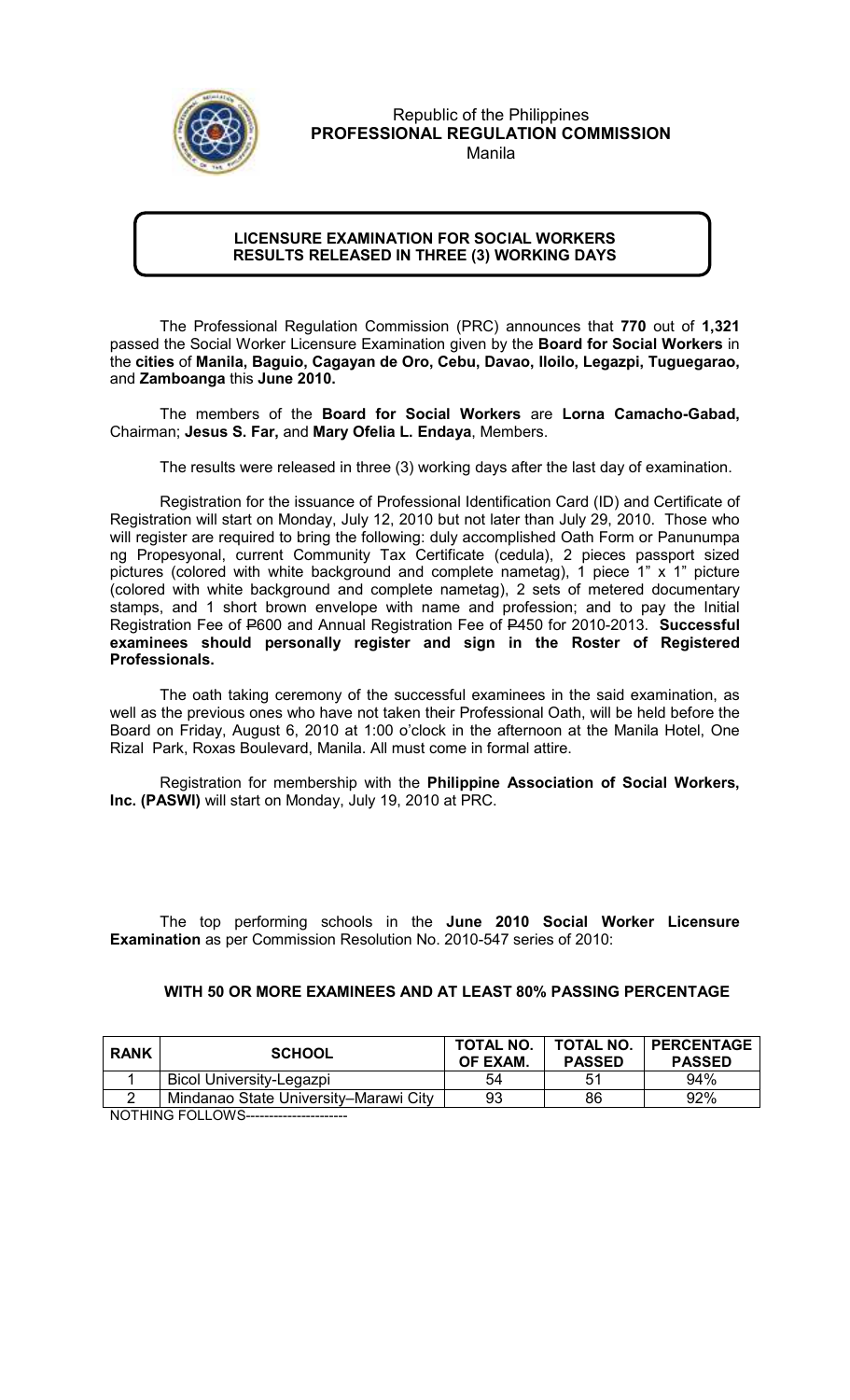Republic of the Philippines
**PROFESSIONAL REGULATION COMMISSION**
Manila

## LICENSURE EXAMINATION FOR SOCIAL WORKERS RESULTS RELEASED IN THREE (3) WORKING DAYS

The Professional Regulation Commission (PRC) announces that **770** out of **1,321** passed the Social Worker Licensure Examination given by the **Board for Social Workers** in the **cities** of **Manila, Baguio, Cagayan de Oro, Cebu, Davao, Iloilo, Legazpi, Tuguegarao,** and **Zamboanga** this **June 2010.**

The members of the **Board for Social Workers** are **Lorna Camacho-Gabad,** Chairman; **Jesus S. Far,** and **Mary Ofelia L. Endaya**, Members.

The results were released in three (3) working days after the last day of examination.

Registration for the issuance of Professional Identification Card (ID) and Certificate of Registration will start on Monday, July 12, 2010 but not later than July 29, 2010. Those who will register are required to bring the following: duly accomplished Oath Form or Panunumpa ng Propesyonal, current Community Tax Certificate (cedula), 2 pieces passport sized pictures (colored with white background and complete nametag), 1 piece 1" x 1" picture (colored with white background and complete nametag), 2 sets of metered documentary stamps, and 1 short brown envelope with name and profession; and to pay the Initial Registration Fee of ₱600 and Annual Registration Fee of ₱450 for 2010-2013. **Successful examinees should personally register and sign in the Roster of Registered Professionals.**

The oath taking ceremony of the successful examinees in the said examination, as well as the previous ones who have not taken their Professional Oath, will be held before the Board on Friday, August 6, 2010 at 1:00 o'clock in the afternoon at the Manila Hotel, One Rizal Park, Roxas Boulevard, Manila. All must come in formal attire.

Registration for membership with the **Philippine Association of Social Workers, Inc. (PASWI)** will start on Monday, July 19, 2010 at PRC.

The top performing schools in the **June 2010 Social Worker Licensure Examination** as per Commission Resolution No. 2010-547 series of 2010:

### WITH 50 OR MORE EXAMINEES AND AT LEAST 80% PASSING PERCENTAGE

| RANK | SCHOOL | TOTAL NO. OF EXAM. | TOTAL NO. PASSED | PERCENTAGE PASSED |
|---|---|---|---|---|
| 1 | Bicol University-Legazpi | 54 | 51 | 94% |
| 2 | Mindanao State University–Marawi City | 93 | 86 | 92% |

NOTHING FOLLOWS----------------------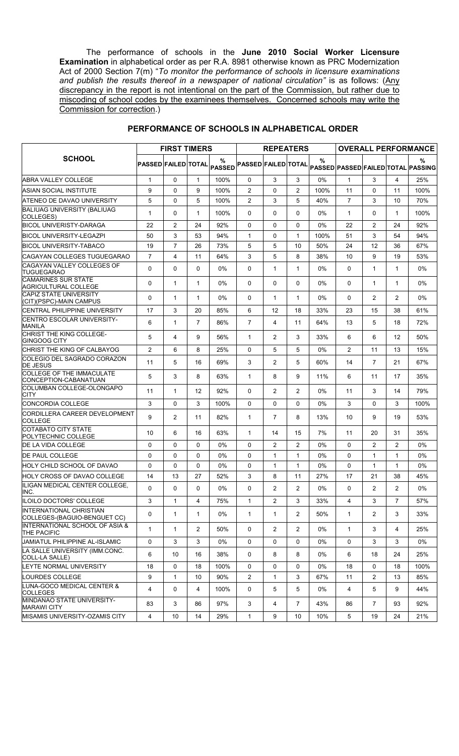The performance of schools in the **June 2010 Social Worker Licensure Examination** in alphabetical order as per R.A. 8981 otherwise known as PRC Modernization Act of 2000 Section 7(m) "*To monitor the performance of schools in licensure examinations and publish the results thereof in a newspaper of national circulation"* is as follows: (Any discrepancy in the report is not intentional on the part of the Commission, but rather due to miscoding of school codes by the examinees themselves. Concerned schools may write the Commission for correction.)

## PERFORMANCE OF SCHOOLS IN ALPHABETICAL ORDER

| SCHOOL | FIRST TIMERS | | | | REPEATERS | | | | OVERALL PERFORMANCE | | | |
|---|---|---|---|---|---|---|---|---|---|---|---|---|
| | PASSED | FAILED | TOTAL | % PASSED | PASSED | FAILED | TOTAL | % PASSED | PASSED | FAILED | TOTAL | % PASSING |
| ABRA VALLEY COLLEGE | 1 | 0 | 1 | 100% | 0 | 3 | 3 | 0% | 1 | 3 | 4 | 25% |
| ASIAN SOCIAL INSTITUTE | 9 | 0 | 9 | 100% | 2 | 0 | 2 | 100% | 11 | 0 | 11 | 100% |
| ATENEO DE DAVAO UNIVERSITY | 5 | 0 | 5 | 100% | 2 | 3 | 5 | 40% | 7 | 3 | 10 | 70% |
| BALIUAG UNIVERSITY (BALIUAG COLLEGES) | 1 | 0 | 1 | 100% | 0 | 0 | 0 | 0% | 1 | 0 | 1 | 100% |
| BICOL UNIVERISTY-DARAGA | 22 | 2 | 24 | 92% | 0 | 0 | 0 | 0% | 22 | 2 | 24 | 92% |
| BICOL UNIVERSITY-LEGAZPI | 50 | 3 | 53 | 94% | 1 | 0 | 1 | 100% | 51 | 3 | 54 | 94% |
| BICOL UNIVERSITY-TABACO | 19 | 7 | 26 | 73% | 5 | 5 | 10 | 50% | 24 | 12 | 36 | 67% |
| CAGAYAN COLLEGES TUGUEGARAO | 7 | 4 | 11 | 64% | 3 | 5 | 8 | 38% | 10 | 9 | 19 | 53% |
| CAGAYAN VALLEY COLLEGES OF TUGUEGARAO | 0 | 0 | 0 | 0% | 0 | 1 | 1 | 0% | 0 | 1 | 1 | 0% |
| CAMARINES SUR STATE AGRICULTURAL COLLEGE | 0 | 1 | 1 | 0% | 0 | 0 | 0 | 0% | 0 | 1 | 1 | 0% |
| CAPIZ STATE UNIVERSITY (CIT)(PSPC)-MAIN CAMPUS | 0 | 1 | 1 | 0% | 0 | 1 | 1 | 0% | 0 | 2 | 2 | 0% |
| CENTRAL PHILIPPINE UNIVERSITY | 17 | 3 | 20 | 85% | 6 | 12 | 18 | 33% | 23 | 15 | 38 | 61% |
| CENTRO ESCOLAR UNIVERSITY-MANILA | 6 | 1 | 7 | 86% | 7 | 4 | 11 | 64% | 13 | 5 | 18 | 72% |
| CHRIST THE KING COLLEGE-GINGOOG CITY | 5 | 4 | 9 | 56% | 1 | 2 | 3 | 33% | 6 | 6 | 12 | 50% |
| CHRIST THE KING OF CALBAYOG | 2 | 6 | 8 | 25% | 0 | 5 | 5 | 0% | 2 | 11 | 13 | 15% |
| COLEGIO DEL SAGRADO CORAZON DE JESUS | 11 | 5 | 16 | 69% | 3 | 2 | 5 | 60% | 14 | 7 | 21 | 67% |
| COLLEGE OF THE IMMACULATE CONCEPTION-CABANATUAN | 5 | 3 | 8 | 63% | 1 | 8 | 9 | 11% | 6 | 11 | 17 | 35% |
| COLUMBAN COLLEGE-OLONGAPO CITY | 11 | 1 | 12 | 92% | 0 | 2 | 2 | 0% | 11 | 3 | 14 | 79% |
| CONCORDIA COLLEGE | 3 | 0 | 3 | 100% | 0 | 0 | 0 | 0% | 3 | 0 | 3 | 100% |
| CORDILLERA CAREER DEVELOPMENT COLLEGE | 9 | 2 | 11 | 82% | 1 | 7 | 8 | 13% | 10 | 9 | 19 | 53% |
| COTABATO CITY STATE POLYTECHNIC COLLEGE | 10 | 6 | 16 | 63% | 1 | 14 | 15 | 7% | 11 | 20 | 31 | 35% |
| DE LA VIDA COLLEGE | 0 | 0 | 0 | 0% | 0 | 2 | 2 | 0% | 0 | 2 | 2 | 0% |
| DE PAUL COLLEGE | 0 | 0 | 0 | 0% | 0 | 1 | 1 | 0% | 0 | 1 | 1 | 0% |
| HOLY CHILD SCHOOL OF DAVAO | 0 | 0 | 0 | 0% | 0 | 1 | 1 | 0% | 0 | 1 | 1 | 0% |
| HOLY CROSS OF DAVAO COLLEGE | 14 | 13 | 27 | 52% | 3 | 8 | 11 | 27% | 17 | 21 | 38 | 45% |
| ILIGAN MEDICAL CENTER COLLEGE, INC. | 0 | 0 | 0 | 0% | 0 | 2 | 2 | 0% | 0 | 2 | 2 | 0% |
| ILOILO DOCTORS' COLLEGE | 3 | 1 | 4 | 75% | 1 | 2 | 3 | 33% | 4 | 3 | 7 | 57% |
| INTERNATIONAL CHRISTIAN COLLEGES-(BAGUIO-BENGUET CC) | 0 | 1 | 1 | 0% | 1 | 1 | 2 | 50% | 1 | 2 | 3 | 33% |
| INTERNATIONAL SCHOOL OF ASIA & THE PACIFIC | 1 | 1 | 2 | 50% | 0 | 2 | 2 | 0% | 1 | 3 | 4 | 25% |
| JAMIATUL PHILIPPINE AL-ISLAMIC | 0 | 3 | 3 | 0% | 0 | 0 | 0 | 0% | 0 | 3 | 3 | 0% |
| LA SALLE UNIVERSITY (IMM.CONC. COLL-LA SALLE) | 6 | 10 | 16 | 38% | 0 | 8 | 8 | 0% | 6 | 18 | 24 | 25% |
| LEYTE NORMAL UNIVERSITY | 18 | 0 | 18 | 100% | 0 | 0 | 0 | 0% | 18 | 0 | 18 | 100% |
| LOURDES COLLEGE | 9 | 1 | 10 | 90% | 2 | 1 | 3 | 67% | 11 | 2 | 13 | 85% |
| LUNA-GOCO MEDICAL CENTER & COLLEGES | 4 | 0 | 4 | 100% | 0 | 5 | 5 | 0% | 4 | 5 | 9 | 44% |
| MINDANAO STATE UNIVERSITY-MARAWI CITY | 83 | 3 | 86 | 97% | 3 | 4 | 7 | 43% | 86 | 7 | 93 | 92% |
| MISAMIS UNIVERSITY-OZAMIS CITY | 4 | 10 | 14 | 29% | 1 | 9 | 10 | 10% | 5 | 19 | 24 | 21% |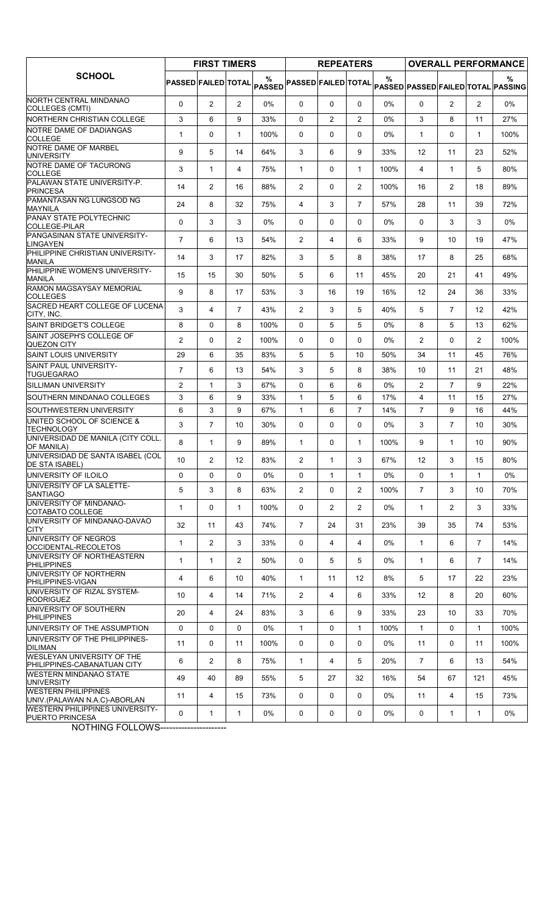| SCHOOL | FIRST TIMERS | | | | REPEATERS | | | | OVERALL PERFORMANCE | | | |
|---|---|---|---|---|---|---|---|---|---|---|---|---|
| | PASSED | FAILED | TOTAL | % PASSED | PASSED | FAILED | TOTAL | % PASSED | PASSED | FAILED | TOTAL | % PASSING |
| NORTH CENTRAL MINDANAO COLLEGES (CMTI) | 0 | 2 | 2 | 0% | 0 | 0 | 0 | 0% | 0 | 2 | 2 | 0% |
| NORTHERN CHRISTIAN COLLEGE | 3 | 6 | 9 | 33% | 0 | 2 | 2 | 0% | 3 | 8 | 11 | 27% |
| NOTRE DAME OF DADIANGAS COLLEGE | 1 | 0 | 1 | 100% | 0 | 0 | 0 | 0% | 1 | 0 | 1 | 100% |
| NOTRE DAME OF MARBEL UNIVERSITY | 9 | 5 | 14 | 64% | 3 | 6 | 9 | 33% | 12 | 11 | 23 | 52% |
| NOTRE DAME OF TACURONG COLLEGE | 3 | 1 | 4 | 75% | 1 | 0 | 1 | 100% | 4 | 1 | 5 | 80% |
| PALAWAN STATE UNIVERSITY-P. PRINCESA | 14 | 2 | 16 | 88% | 2 | 0 | 2 | 100% | 16 | 2 | 18 | 89% |
| PAMANTASAN NG LUNGSOD NG MAYNILA | 24 | 8 | 32 | 75% | 4 | 3 | 7 | 57% | 28 | 11 | 39 | 72% |
| PANAY STATE POLYTECHNIC COLLEGE-PILAR | 0 | 3 | 3 | 0% | 0 | 0 | 0 | 0% | 0 | 3 | 3 | 0% |
| PANGASINAN STATE UNIVERSITY-LINGAYEN | 7 | 6 | 13 | 54% | 2 | 4 | 6 | 33% | 9 | 10 | 19 | 47% |
| PHILIPPINE CHRISTIAN UNIVERSITY-MANILA | 14 | 3 | 17 | 82% | 3 | 5 | 8 | 38% | 17 | 8 | 25 | 68% |
| PHILIPPINE WOMEN'S UNIVERSITY-MANILA | 15 | 15 | 30 | 50% | 5 | 6 | 11 | 45% | 20 | 21 | 41 | 49% |
| RAMON MAGSAYSAY MEMORIAL COLLEGES | 9 | 8 | 17 | 53% | 3 | 16 | 19 | 16% | 12 | 24 | 36 | 33% |
| SACRED HEART COLLEGE OF LUCENA CITY, INC. | 3 | 4 | 7 | 43% | 2 | 3 | 5 | 40% | 5 | 7 | 12 | 42% |
| SAINT BRIDGET'S COLLEGE | 8 | 0 | 8 | 100% | 0 | 5 | 5 | 0% | 8 | 5 | 13 | 62% |
| SAINT JOSEPH'S COLLEGE OF QUEZON CITY | 2 | 0 | 2 | 100% | 0 | 0 | 0 | 0% | 2 | 0 | 2 | 100% |
| SAINT LOUIS UNIVERSITY | 29 | 6 | 35 | 83% | 5 | 5 | 10 | 50% | 34 | 11 | 45 | 76% |
| SAINT PAUL UNIVERSITY-TUGUEGARAO | 7 | 6 | 13 | 54% | 3 | 5 | 8 | 38% | 10 | 11 | 21 | 48% |
| SILLIMAN UNIVERSITY | 2 | 1 | 3 | 67% | 0 | 6 | 6 | 0% | 2 | 7 | 9 | 22% |
| SOUTHERN MINDANAO COLLEGES | 3 | 6 | 9 | 33% | 1 | 5 | 6 | 17% | 4 | 11 | 15 | 27% |
| SOUTHWESTERN UNIVERSITY | 6 | 3 | 9 | 67% | 1 | 6 | 7 | 14% | 7 | 9 | 16 | 44% |
| UNITED SCHOOL OF SCIENCE & TECHNOLOGY | 3 | 7 | 10 | 30% | 0 | 0 | 0 | 0% | 3 | 7 | 10 | 30% |
| UNIVERSIDAD DE MANILA (CITY COLL. OF MANILA) | 8 | 1 | 9 | 89% | 1 | 0 | 1 | 100% | 9 | 1 | 10 | 90% |
| UNIVERSIDAD DE SANTA ISABEL (COL DE STA ISABEL) | 10 | 2 | 12 | 83% | 2 | 1 | 3 | 67% | 12 | 3 | 15 | 80% |
| UNIVERSITY OF ILOILO | 0 | 0 | 0 | 0% | 0 | 1 | 1 | 0% | 0 | 1 | 1 | 0% |
| UNIVERSITY OF LA SALETTE-SANTIAGO | 5 | 3 | 8 | 63% | 2 | 0 | 2 | 100% | 7 | 3 | 10 | 70% |
| UNIVERSITY OF MINDANAO-COTABATO COLLEGE | 1 | 0 | 1 | 100% | 0 | 2 | 2 | 0% | 1 | 2 | 3 | 33% |
| UNIVERSITY OF MINDANAO-DAVAO CITY | 32 | 11 | 43 | 74% | 7 | 24 | 31 | 23% | 39 | 35 | 74 | 53% |
| UNIVERSITY OF NEGROS OCCIDENTAL-RECOLETOS | 1 | 2 | 3 | 33% | 0 | 4 | 4 | 0% | 1 | 6 | 7 | 14% |
| UNIVERSITY OF NORTHEASTERN PHILIPPINES | 1 | 1 | 2 | 50% | 0 | 5 | 5 | 0% | 1 | 6 | 7 | 14% |
| UNIVERSITY OF NORTHERN PHILIPPINES-VIGAN | 4 | 6 | 10 | 40% | 1 | 11 | 12 | 8% | 5 | 17 | 22 | 23% |
| UNIVERSITY OF RIZAL SYSTEM-RODRIGUEZ | 10 | 4 | 14 | 71% | 2 | 4 | 6 | 33% | 12 | 8 | 20 | 60% |
| UNIVERSITY OF SOUTHERN PHILIPPINES | 20 | 4 | 24 | 83% | 3 | 6 | 9 | 33% | 23 | 10 | 33 | 70% |
| UNIVERSITY OF THE ASSUMPTION | 0 | 0 | 0 | 0% | 1 | 0 | 1 | 100% | 1 | 0 | 1 | 100% |
| UNIVERSITY OF THE PHILIPPINES-DILIMAN | 11 | 0 | 11 | 100% | 0 | 0 | 0 | 0% | 11 | 0 | 11 | 100% |
| WESLEYAN UNIVERSITY OF THE PHILIPPINES-CABANATUAN CITY | 6 | 2 | 8 | 75% | 1 | 4 | 5 | 20% | 7 | 6 | 13 | 54% |
| WESTERN MINDANAO STATE UNIVERSITY | 49 | 40 | 89 | 55% | 5 | 27 | 32 | 16% | 54 | 67 | 121 | 45% |
| WESTERN PHILIPPINES UNIV.(PALAWAN N.A.C)-ABORLAN | 11 | 4 | 15 | 73% | 0 | 0 | 0 | 0% | 11 | 4 | 15 | 73% |
| WESTERN PHILIPPINES UNIVERSITY-PUERTO PRINCESA | 0 | 1 | 1 | 0% | 0 | 0 | 0 | 0% | 0 | 1 | 1 | 0% |

NOTHING FOLLOWS----------------------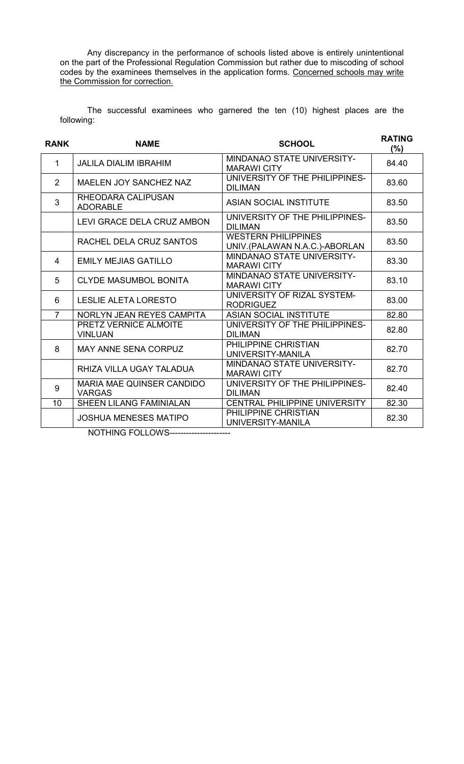Any discrepancy in the performance of schools listed above is entirely unintentional on the part of the Professional Regulation Commission but rather due to miscoding of school codes by the examinees themselves in the application forms. Concerned schools may write the Commission for correction.

The successful examinees who garnered the ten (10) highest places are the following:

| RANK | NAME | SCHOOL | RATING (%) |
|---|---|---|---|
| 1 | JALILA DIALIM IBRAHIM | MINDANAO STATE UNIVERSITY-MARAWI CITY | 84.40 |
| 2 | MAELEN JOY SANCHEZ NAZ | UNIVERSITY OF THE PHILIPPINES-DILIMAN | 83.60 |
| 3 | RHEODARA CALIPUSAN ADORABLE | ASIAN SOCIAL INSTITUTE | 83.50 |
| | LEVI GRACE DELA CRUZ AMBON | UNIVERSITY OF THE PHILIPPINES-DILIMAN | 83.50 |
| | RACHEL DELA CRUZ SANTOS | WESTERN PHILIPPINES UNIV.(PALAWAN N.A.C.)-ABORLAN | 83.50 |
| 4 | EMILY MEJIAS GATILLO | MINDANAO STATE UNIVERSITY-MARAWI CITY | 83.30 |
| 5 | CLYDE MASUMBOL BONITA | MINDANAO STATE UNIVERSITY-MARAWI CITY | 83.10 |
| 6 | LESLIE ALETA LORESTO | UNIVERSITY OF RIZAL SYSTEM-RODRIGUEZ | 83.00 |
| 7 | NORLYN JEAN REYES CAMPITA | ASIAN SOCIAL INSTITUTE | 82.80 |
| | PRETZ VERNICE ALMOITE VINLUAN | UNIVERSITY OF THE PHILIPPINES-DILIMAN | 82.80 |
| 8 | MAY ANNE SENA CORPUZ | PHILIPPINE CHRISTIAN UNIVERSITY-MANILA | 82.70 |
| | RHIZA VILLA UGAY TALADUA | MINDANAO STATE UNIVERSITY-MARAWI CITY | 82.70 |
| 9 | MARIA MAE QUINSER CANDIDO VARGAS | UNIVERSITY OF THE PHILIPPINES-DILIMAN | 82.40 |
| 10 | SHEEN LILANG FAMINIALAN | CENTRAL PHILIPPINE UNIVERSITY | 82.30 |
| | JOSHUA MENESES MATIPO | PHILIPPINE CHRISTIAN UNIVERSITY-MANILA | 82.30 |

NOTHING FOLLOWS----------------------